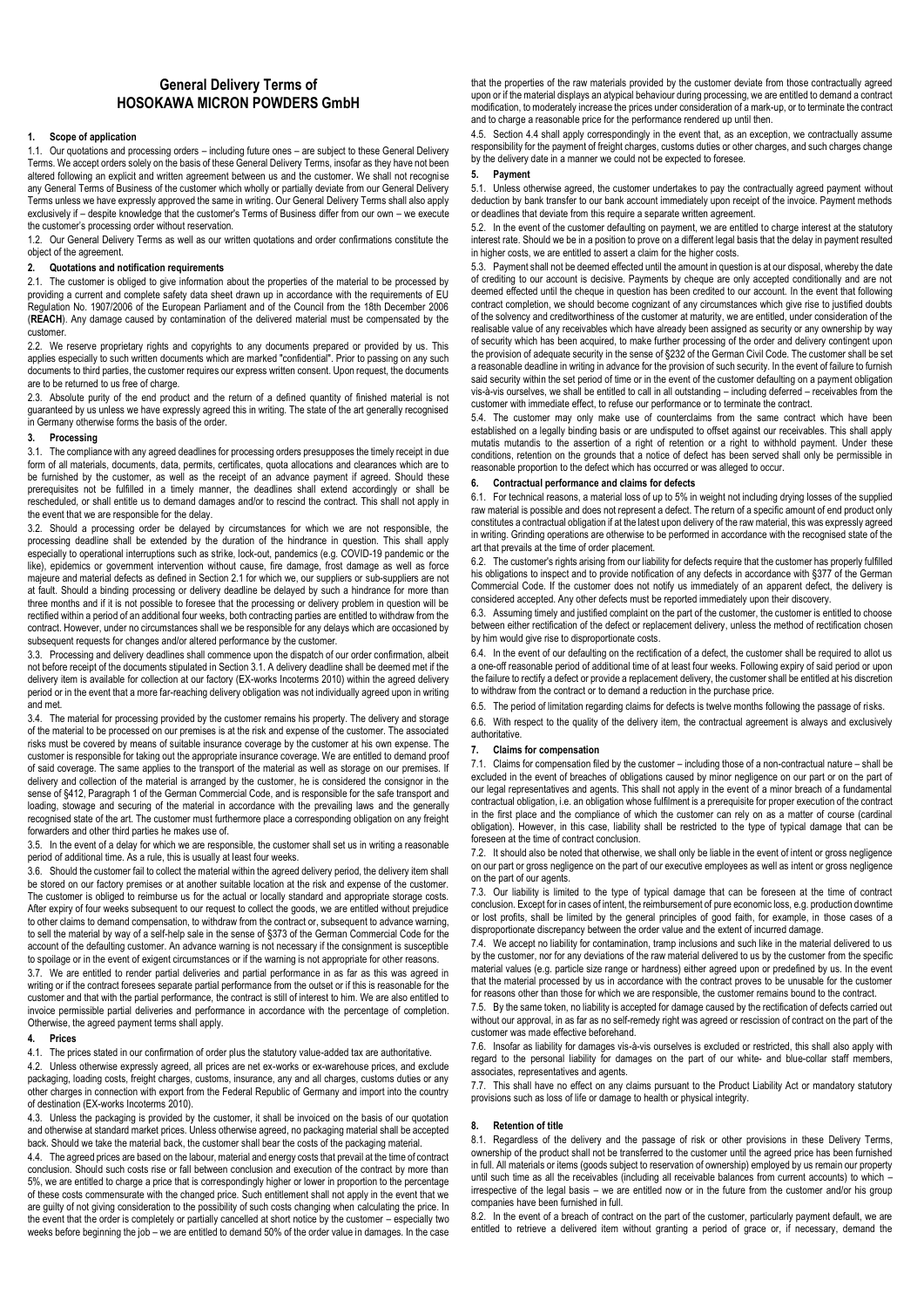# General Delivery Terms of HOSOKAWA MICRON POWDERS GmbH

## 1. Scope of application

1.1. Our quotations and processing orders – including future ones – are subject to these General Delivery Terms. We accept orders solely on the basis of these General Delivery Terms, insofar as they have not been altered following an explicit and written agreement between us and the customer. We shall not recognise any General Terms of Business of the customer which wholly or partially deviate from our General Delivery Terms unless we have expressly approved the same in writing. Our General Delivery Terms shall also apply exclusively if – despite knowledge that the customer's Terms of Business differ from our own – we execute the customer's processing order without reservation.

1.2. Our General Delivery Terms as well as our written quotations and order confirmations constitute the object of the agreement.

## 2. Quotations and notification requirements

2.1. The customer is obliged to give information about the properties of the material to be processed by providing a current and complete safety data sheet drawn up in accordance with the requirements of EU Regulation No. 1907/2006 of the European Parliament and of the Council from the 18th December 2006 (**REACH**). Any damage caused by contamination of the delivered material must be compensated by the customer.

2.2. We reserve proprietary rights and copyrights to any documents prepared or provided by us. This applies especially to such written documents which are marked "confidential". Prior to passing on any such documents to third parties, the customer requires our express written consent. Upon request, the documents are to be returned to us free of charge.

2.3. Absolute purity of the end product and the return of a defined quantity of finished material is not guaranteed by us unless we have expressly agreed this in writing. The state of the art generally recognised in Germany otherwise forms the basis of the order.

## 3. Processing

3.1. The compliance with any agreed deadlines for processing orders presupposes the timely receipt in due form of all materials, documents, data, permits, certificates, quota allocations and clearances which are to be furnished by the customer, as well as the receipt of an advance payment if agreed. Should these prerequisites not be fulfilled in a timely manner, the deadlines shall extend accordingly or shall be rescheduled, or shall entitle us to demand damages and/or to rescind the contract. This shall not apply in the event that we are responsible for the delay.

3.2. Should a processing order be delayed by circumstances for which we are not responsible, the processing deadline shall be extended by the duration of the hindrance in question. This shall apply especially to operational interruptions such as strike, lock-out, pandemics (e.g. COVID-19 pandemic or the like), epidemics or government intervention without cause, fire damage, frost damage as well as force majeure and material defects as defined in Section 2.1 for which we, our suppliers or sub-suppliers are not at fault. Should a binding processing or delivery deadline be delayed by such a hindrance for more than three months and if it is not possible to foresee that the processing or delivery problem in question will be rectified within a period of an additional four weeks, both contracting parties are entitled to withdraw from the contract. However, under no circumstances shall we be responsible for any delays which are occasioned by subsequent requests for changes and/or altered performance by the customer.

3.3. Processing and delivery deadlines shall commence upon the dispatch of our order confirmation, albeit not before receipt of the documents stipulated in Section 3.1. A delivery deadline shall be deemed met if the delivery item is available for collection at our factory (EX-works Incoterms 2010) within the agreed delivery period or in the event that a more far-reaching delivery obligation was not individually agreed upon in writing and met.

3.4. The material for processing provided by the customer remains his property. The delivery and storage of the material to be processed on our premises is at the risk and expense of the customer. The associated risks must be covered by means of suitable insurance coverage by the customer at his own expense. The customer is responsible for taking out the appropriate insurance coverage. We are entitled to demand proof of said coverage. The same applies to the transport of the material as well as storage on our premises. If delivery and collection of the material is arranged by the customer, he is considered the consignor in the sense of §412, Paragraph 1 of the German Commercial Code, and is responsible for the safe transport and loading, stowage and securing of the material in accordance with the prevailing laws and the generally recognised state of the art. The customer must furthermore place a corresponding obligation on any freight forwarders and other third parties he makes use of.

3.5. In the event of a delay for which we are responsible, the customer shall set us in writing a reasonable period of additional time. As a rule, this is usually at least four weeks.

3.6. Should the customer fail to collect the material within the agreed delivery period, the delivery item shall be stored on our factory premises or at another suitable location at the risk and expense of the customer. The customer is obliged to reimburse us for the actual or locally standard and appropriate storage costs. After expiry of four weeks subsequent to our request to collect the goods, we are entitled without prejudice to other claims to demand compensation, to withdraw from the contract or, subsequent to advance warning, to sell the material by way of a self-help sale in the sense of §373 of the German Commercial Code for the account of the defaulting customer. An advance warning is not necessary if the consignment is susceptible to spoilage or in the event of exigent circumstances or if the warning is not appropriate for other reasons.

3.7. We are entitled to render partial deliveries and partial performance in as far as this was agreed in writing or if the contract foresees separate partial performance from the outset or if this is reasonable for the customer and that with the partial performance, the contract is still of interest to him. We are also entitled to invoice permissible partial deliveries and performance in accordance with the percentage of completion. Otherwise, the agreed payment terms shall apply.

## 4. Prices

4.1. The prices stated in our confirmation of order plus the statutory value-added tax are authoritative.

4.2. Unless otherwise expressly agreed, all prices are net ex-works or ex-warehouse prices, and exclude packaging, loading costs, freight charges, customs, insurance, any and all charges, customs duties or any other charges in connection with export from the Federal Republic of Germany and import into the country of destination (EX-works Incoterms 2010).

4.3. Unless the packaging is provided by the customer, it shall be invoiced on the basis of our quotation and otherwise at standard market prices. Unless otherwise agreed, no packaging material shall be accepted back. Should we take the material back, the customer shall bear the costs of the packaging material.

4.4. The agreed prices are based on the labour, material and energy costs that prevail at the time of contract conclusion. Should such costs rise or fall between conclusion and execution of the contract by more than 5%, we are entitled to charge a price that is correspondingly higher or lower in proportion to the percentage of these costs commensurate with the changed price. Such entitlement shall not apply in the event that we are guilty of not giving consideration to the possibility of such costs changing when calculating the price. In the event that the order is completely or partially cancelled at short notice by the customer – especially two weeks before beginning the job – we are entitled to demand 50% of the order value in damages. In the case that the properties of the raw materials provided by the customer deviate from those contractually agreed upon or if the material displays an atypical behaviour during processing, we are entitled to demand a contract modification, to moderately increase the prices under consideration of a mark-up, or to terminate the contract and to charge a reasonable price for the performance rendered up until then.

4.5. Section 4.4 shall apply correspondingly in the event that, as an exception, we contractually assume responsibility for the payment of freight charges, customs duties or other charges, and such charges change by the delivery date in a manner we could not be expected to foresee.

## 5. Payment

5.1. Unless otherwise agreed, the customer undertakes to pay the contractually agreed payment without deduction by bank transfer to our bank account immediately upon receipt of the invoice. Payment methods or deadlines that deviate from this require a separate written agreement.

5.2. In the event of the customer defaulting on payment, we are entitled to charge interest at the statutory interest rate. Should we be in a position to prove on a different legal basis that the delay in payment resulted in higher costs, we are entitled to assert a claim for the higher costs.

5.3. Payment shall not be deemed effected until the amount in question is at our disposal, whereby the date of crediting to our account is decisive. Payments by cheque are only accepted conditionally and are not deemed effected until the cheque in question has been credited to our account. In the event that following contract completion, we should become cognizant of any circumstances which give rise to justified doubts of the solvency and creditworthiness of the customer at maturity, we are entitled, under consideration of the realisable value of any receivables which have already been assigned as security or any ownership by way of security which has been acquired, to make further processing of the order and delivery contingent upon the provision of adequate security in the sense of §232 of the German Civil Code. The customer shall be set a reasonable deadline in writing in advance for the provision of such security. In the event of failure to furnish said security within the set period of time or in the event of the customer defaulting on a payment obligation vis-à-vis ourselves, we shall be entitled to call in all outstanding – including deferred – receivables from the customer with immediate effect, to refuse our performance or to terminate the contract.

5.4. The customer may only make use of counterclaims from the same contract which have been established on a legally binding basis or are undisputed to offset against our receivables. This shall apply mutatis mutandis to the assertion of a right of retention or a right to withhold payment. Under these conditions, retention on the grounds that a notice of defect has been served shall only be permissible in reasonable proportion to the defect which has occurred or was alleged to occur.

## 6. Contractual performance and claims for defects

6.1. For technical reasons, a material loss of up to 5% in weight not including drying losses of the supplied raw material is possible and does not represent a defect. The return of a specific amount of end product only constitutes a contractual obligation if at the latest upon delivery of the raw material, this was expressly agreed in writing. Grinding operations are otherwise to be performed in accordance with the recognised state of the art that prevails at the time of order placement.

6.2. The customer's rights arising from our liability for defects require that the customer has properly fulfilled his obligations to inspect and to provide notification of any defects in accordance with §377 of the German Commercial Code. If the customer does not notify us immediately of an apparent defect, the delivery is considered accepted. Any other defects must be reported immediately upon their discovery.

6.3. Assuming timely and justified complaint on the part of the customer, the customer is entitled to choose between either rectification of the defect or replacement delivery, unless the method of rectification chosen by him would give rise to disproportionate costs.

6.4. In the event of our defaulting on the rectification of a defect, the customer shall be required to allot us a one-off reasonable period of additional time of at least four weeks. Following expiry of said period or upon the failure to rectify a defect or provide a replacement delivery, the customer shall be entitled at his discretion to withdraw from the contract or to demand a reduction in the purchase price.

6.5. The period of limitation regarding claims for defects is twelve months following the passage of risks.

6.6. With respect to the quality of the delivery item, the contractual agreement is always and exclusively authoritative.

## 7. Claims for compensation

7.1. Claims for compensation filed by the customer – including those of a non-contractual nature – shall be excluded in the event of breaches of obligations caused by minor negligence on our part or on the part of our legal representatives and agents. This shall not apply in the event of a minor breach of a fundamental contractual obligation, i.e. an obligation whose fulfilment is a prerequisite for proper execution of the contract in the first place and the compliance of which the customer can rely on as a matter of course (cardinal obligation). However, in this case, liability shall be restricted to the type of typical damage that can be foreseen at the time of contract conclusion.

7.2. It should also be noted that otherwise, we shall only be liable in the event of intent or gross negligence on our part or gross negligence on the part of our executive employees as well as intent or gross negligence on the part of our agents.

7.3. Our liability is limited to the type of typical damage that can be foreseen at the time of contract conclusion. Except for in cases of intent, the reimbursement of pure economic loss, e.g. production downtime or lost profits, shall be limited by the general principles of good faith, for example, in those cases of a disproportionate discrepancy between the order value and the extent of incurred damage.

7.4. We accept no liability for contamination, tramp inclusions and such like in the material delivered to us by the customer, nor for any deviations of the raw material delivered to us by the customer from the specific material values (e.g. particle size range or hardness) either agreed upon or predefined by us. In the event that the material processed by us in accordance with the contract proves to be unusable for the customer for reasons other than those for which we are responsible, the customer remains bound to the contract.

7.5. By the same token, no liability is accepted for damage caused by the rectification of defects carried out without our approval, in as far as no self-remedy right was agreed or rescission of contract on the part of the customer was made effective beforehand.

7.6. Insofar as liability for damages vis-à-vis ourselves is excluded or restricted, this shall also apply with regard to the personal liability for damages on the part of our white- and blue-collar staff members, associates, representatives and agents.

7.7. This shall have no effect on any claims pursuant to the Product Liability Act or mandatory statutory provisions such as loss of life or damage to health or physical integrity.

## 8. Retention of title

8.1. Regardless of the delivery and the passage of risk or other provisions in these Delivery Terms, ownership of the product shall not be transferred to the customer until the agreed price has been furnished in full. All materials or items (goods subject to reservation of ownership) employed by us remain our property until such time as all the receivables (including all receivable balances from current accounts) to which – irrespective of the legal basis – we are entitled now or in the future from the customer and/or his group companies have been furnished in full.

8.2. In the event of a breach of contract on the part of the customer, particularly payment default, we are entitled to retrieve a delivered item without granting a period of grace or, if necessary, demand the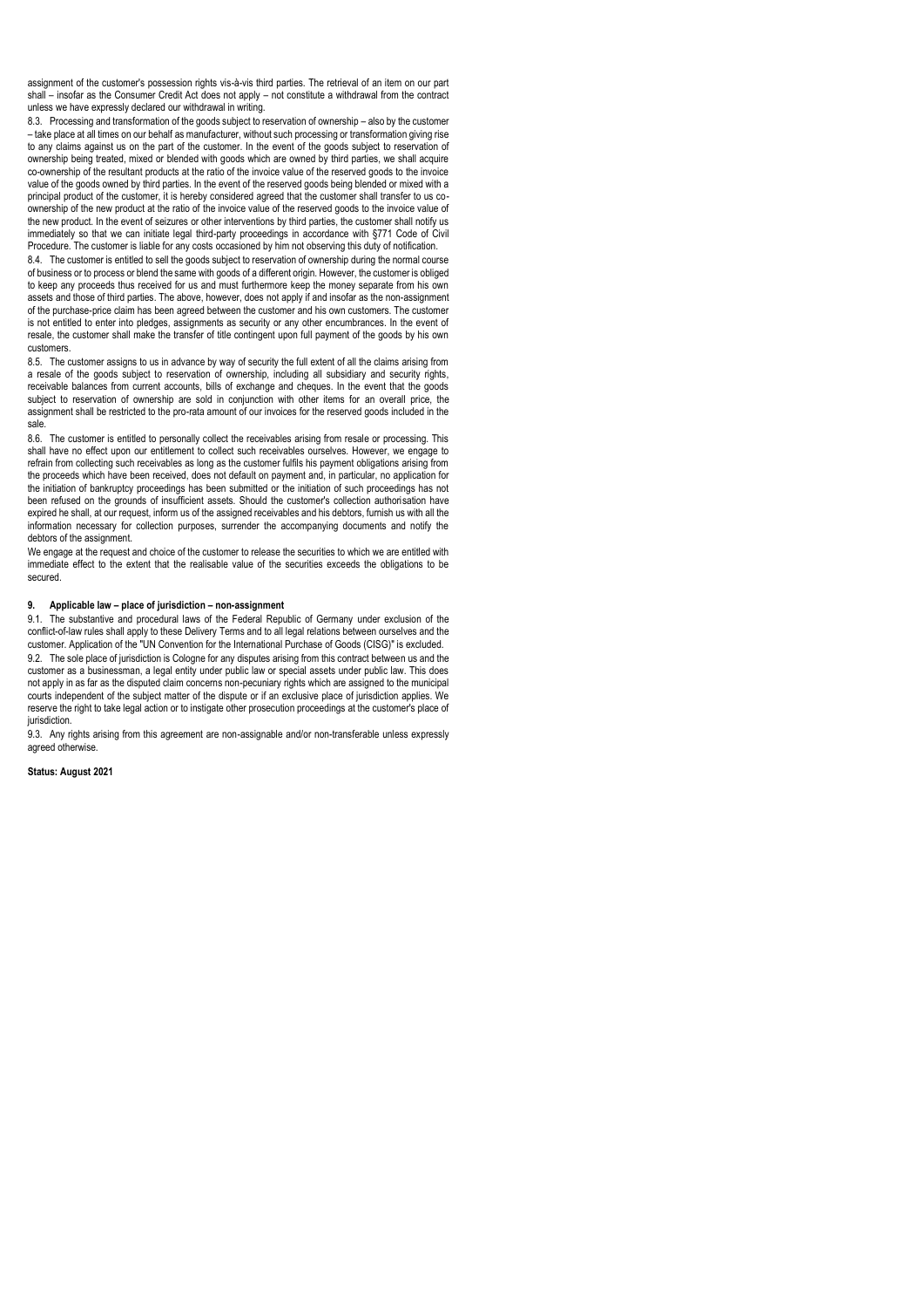assignment of the customer's possession rights vis-à-vis third parties. The retrieval of an item on our part shall – insofar as the Consumer Credit Act does not apply – not constitute a withdrawal from the contract unless we have expressly declared our withdrawal in writing.

8.3. Processing and transformation of the goods subject to reservation of ownership – also by the customer – take place at all times on our behalf as manufacturer, without such processing or transformation giving rise to any claims against us on the part of the customer. In the event of the goods subject to reservation of ownership being treated, mixed or blended with goods which are owned by third parties, we shall acquire co-ownership of the resultant products at the ratio of the invoice value of the reserved goods to the invoice value of the goods owned by third parties. In the event of the reserved goods being blended or mixed with a principal product of the customer, it is hereby considered agreed that the customer shall transfer to us co-ownership of the new product at the ratio of the invoice value of the reserved goods to the invoice value of the new product. In the event of seizures or other interventions by third parties, the customer shall notify us immediately so that we can initiate legal third-party proceedings in accordance with §771 Code of Civil Procedure. The customer is liable for any costs occasioned by him not observing this duty of notification.

8.4. The customer is entitled to sell the goods subject to reservation of ownership during the normal course of business or to process or blend the same with goods of a different origin. However, the customer is obliged to keep any proceeds thus received for us and must furthermore keep the money separate from his own assets and those of third parties. The above, however, does not apply if and insofar as the non-assignment of the purchase-price claim has been agreed between the customer and his own customers. The customer is not entitled to enter into pledges, assignments as security or any other encumbrances. In the event of resale, the customer shall make the transfer of title contingent upon full payment of the goods by his own customers.

8.5. The customer assigns to us in advance by way of security the full extent of all the claims arising from a resale of the goods subject to reservation of ownership, including all subsidiary and security rights, receivable balances from current accounts, bills of exchange and cheques. In the event that the goods subject to reservation of ownership are sold in conjunction with other items for an overall price, the assignment shall be restricted to the pro-rata amount of our invoices for the reserved goods included in the sale.

8.6. The customer is entitled to personally collect the receivables arising from resale or processing. This shall have no effect upon our entitlement to collect such receivables ourselves. However, we engage to refrain from collecting such receivables as long as the customer fulfils his payment obligations arising from the proceeds which have been received, does not default on payment and, in particular, no application for the initiation of bankruptcy proceedings has been submitted or the initiation of such proceedings has not been refused on the grounds of insufficient assets. Should the customer's collection authorisation have expired he shall, at our request, inform us of the assigned receivables and his debtors, furnish us with all the information necessary for collection purposes, surrender the accompanying documents and notify the debtors of the assignment.

We engage at the request and choice of the customer to release the securities to which we are entitled with immediate effect to the extent that the realisable value of the securities exceeds the obligations to be secured.

### 9. Applicable law – place of jurisdiction – non-assignment

9.1. The substantive and procedural laws of the Federal Republic of Germany under exclusion of the conflict-of-law rules shall apply to these Delivery Terms and to all legal relations between ourselves and the customer. Application of the "UN Convention for the International Purchase of Goods (CISG)" is excluded.

9.2. The sole place of jurisdiction is Cologne for any disputes arising from this contract between us and the customer as a businessman, a legal entity under public law or special assets under public law. This does not apply in as far as the disputed claim concerns non-pecuniary rights which are assigned to the municipal courts independent of the subject matter of the dispute or if an exclusive place of jurisdiction applies. We reserve the right to take legal action or to instigate other prosecution proceedings at the customer's place of jurisdiction.

9.3. Any rights arising from this agreement are non-assignable and/or non-transferable unless expressly agreed otherwise.

**Status: August 2021**